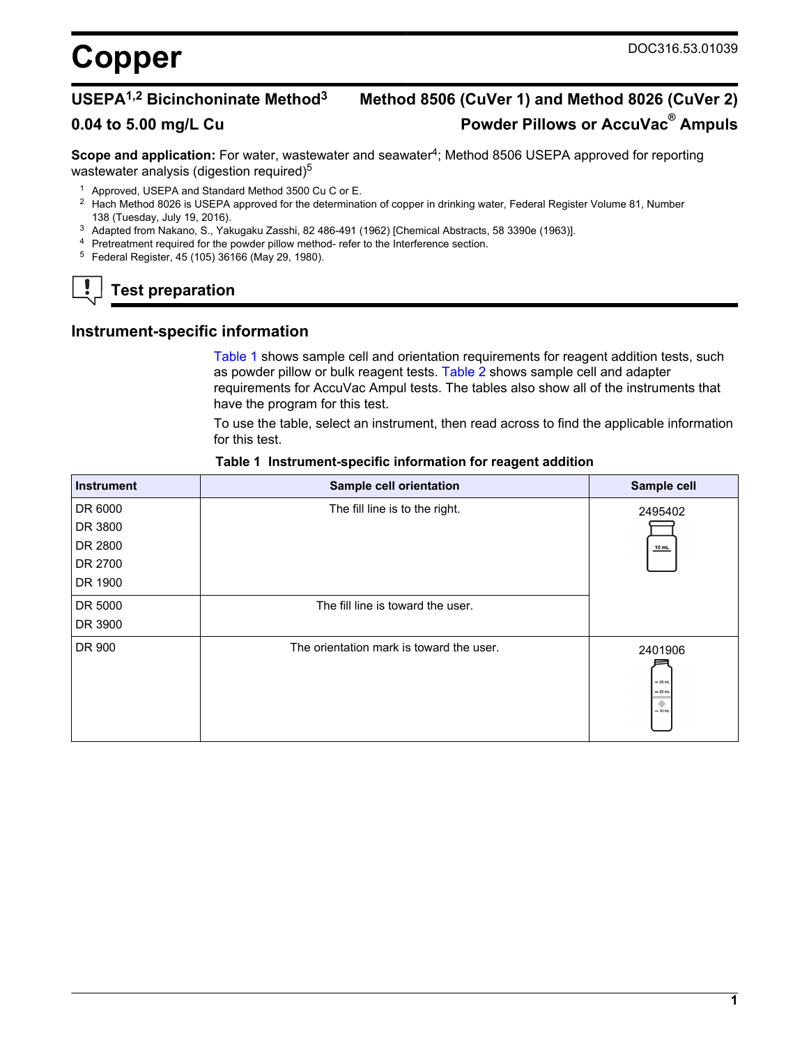# Copper

DOC316.53.01039

## USEPA[1,2] Bicinchoninate Method[3] — Method 8506 (CuVer 1) and Method 8026 (CuVer 2)

## 0.04 to 5.00 mg/L Cu — Powder Pillows or AccuVac® Ampuls

**Scope and application:** For water, wastewater and seawater[4]; Method 8506 USEPA approved for reporting wastewater analysis (digestion required)[5]

[1] Approved, USEPA and Standard Method 3500 Cu C or E.

[2] Hach Method 8026 is USEPA approved for the determination of copper in drinking water, Federal Register Volume 81, Number 138 (Tuesday, July 19, 2016).

[3] Adapted from Nakano, S., Yakugaku Zasshi, 82 486-491 (1962) [Chemical Abstracts, 58 3390e (1963)].

[4] Pretreatment required for the powder pillow method- refer to the Interference section.

[5] Federal Register, 45 (105) 36166 (May 29, 1980).

## Test preparation

### Instrument-specific information

Table 1 shows sample cell and orientation requirements for reagent addition tests, such as powder pillow or bulk reagent tests. Table 2 shows sample cell and adapter requirements for AccuVac Ampul tests. The tables also show all of the instruments that have the program for this test.

To use the table, select an instrument, then read across to find the applicable information for this test.

**Table 1 Instrument-specific information for reagent addition**

| Instrument | Sample cell orientation | Sample cell |
|---|---|---|
| DR 6000<br>DR 3800<br>DR 2800<br>DR 2700<br>DR 1900 | The fill line is to the right. | 2495402 |
| DR 5000<br>DR 3900 | The fill line is toward the user. | 2495402 |
| DR 900 | The orientation mark is toward the user. | 2401906 |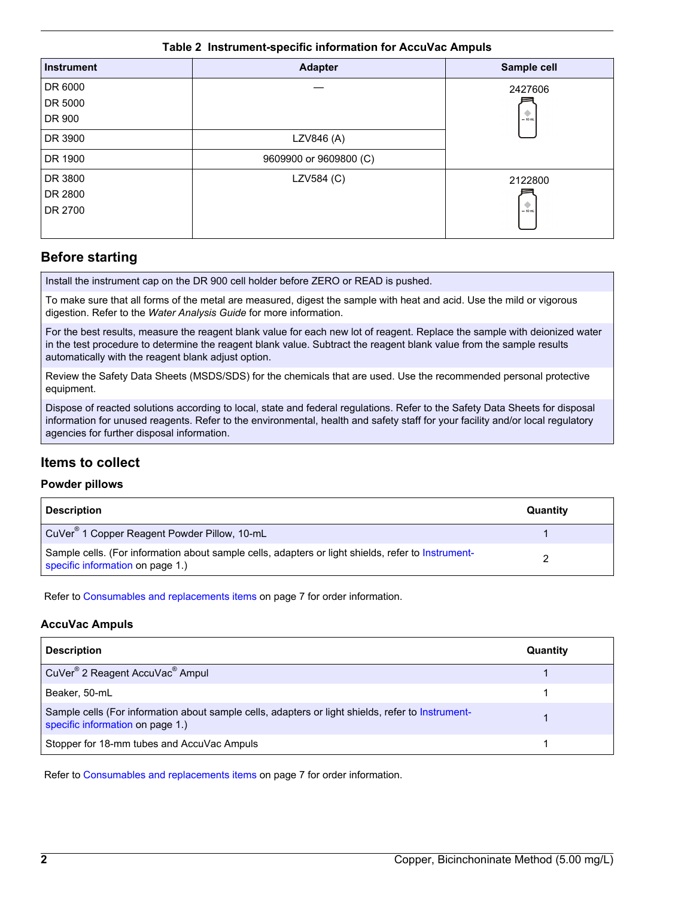**Table 2 Instrument-specific information for AccuVac Ampuls**

| Instrument | Adapter | Sample cell |
|---|---|---|
| DR 6000<br>DR 5000<br>DR 900 | — | 2427606 |
| DR 3900 | LZV846 (A) | |
| DR 1900 | 9609900 or 9609800 (C) | |
| DR 3800<br>DR 2800<br>DR 2700 | LZV584 (C) | 2122800 |

## Before starting

| |
|---|
| Install the instrument cap on the DR 900 cell holder before ZERO or READ is pushed. |
| To make sure that all forms of the metal are measured, digest the sample with heat and acid. Use the mild or vigorous digestion. Refer to the *Water Analysis Guide* for more information. |
| For the best results, measure the reagent blank value for each new lot of reagent. Replace the sample with deionized water in the test procedure to determine the reagent blank value. Subtract the reagent blank value from the sample results automatically with the reagent blank adjust option. |
| Review the Safety Data Sheets (MSDS/SDS) for the chemicals that are used. Use the recommended personal protective equipment. |
| Dispose of reacted solutions according to local, state and federal regulations. Refer to the Safety Data Sheets for disposal information for unused reagents. Refer to the environmental, health and safety staff for your facility and/or local regulatory agencies for further disposal information. |

## Items to collect

### Powder pillows

| Description | Quantity |
|---|---|
| CuVer® 1 Copper Reagent Powder Pillow, 10-mL | 1 |
| Sample cells. (For information about sample cells, adapters or light shields, refer to Instrument-specific information on page 1.) | 2 |

Refer to Consumables and replacements items on page 7 for order information.

### AccuVac Ampuls

| Description | Quantity |
|---|---|
| CuVer® 2 Reagent AccuVac® Ampul | 1 |
| Beaker, 50-mL | 1 |
| Sample cells (For information about sample cells, adapters or light shields, refer to Instrument-specific information on page 1.) | 1 |
| Stopper for 18-mm tubes and AccuVac Ampuls | 1 |

Refer to Consumables and replacements items on page 7 for order information.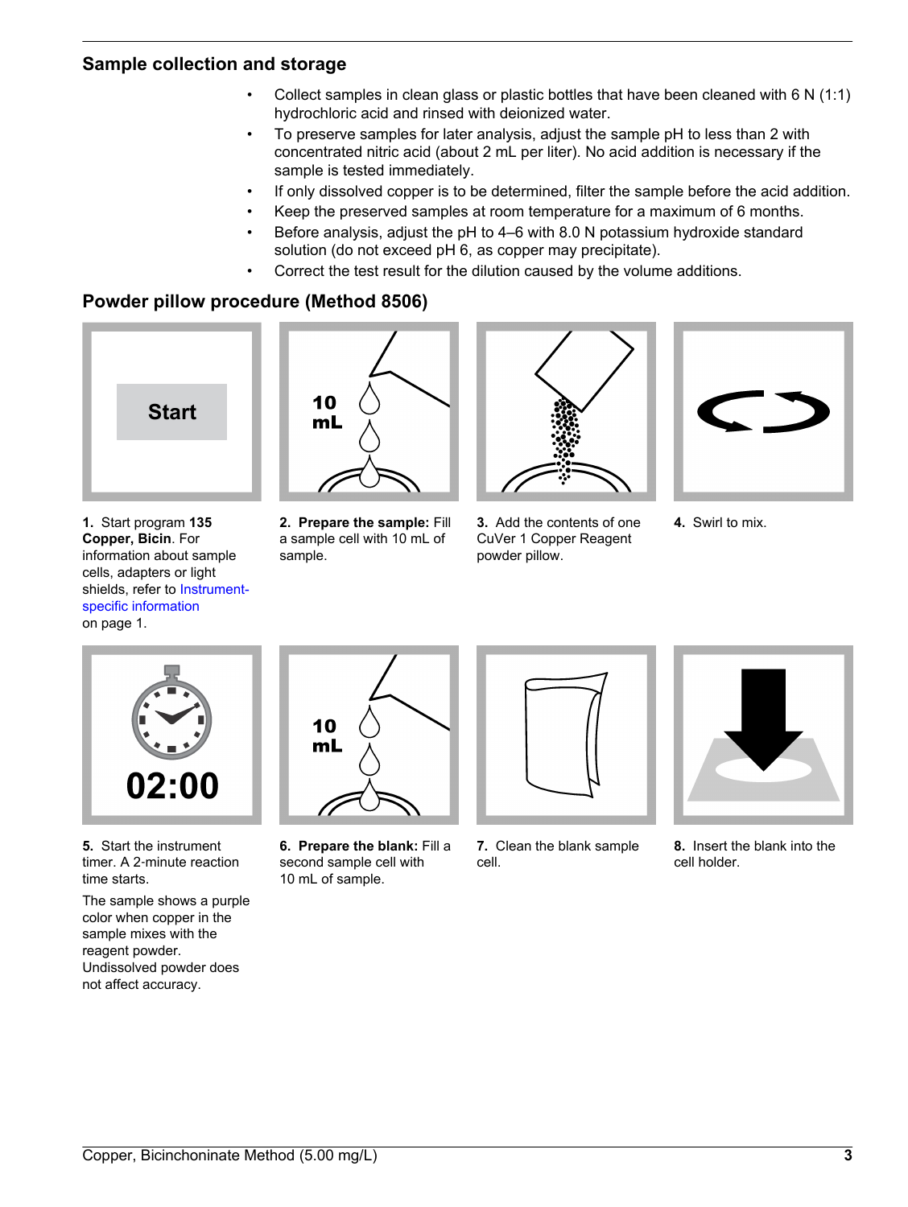## Sample collection and storage

- Collect samples in clean glass or plastic bottles that have been cleaned with 6 N (1:1) hydrochloric acid and rinsed with deionized water.
- To preserve samples for later analysis, adjust the sample pH to less than 2 with concentrated nitric acid (about 2 mL per liter). No acid addition is necessary if the sample is tested immediately.
- If only dissolved copper is to be determined, filter the sample before the acid addition.
- Keep the preserved samples at room temperature for a maximum of 6 months.
- Before analysis, adjust the pH to 4–6 with 8.0 N potassium hydroxide standard solution (do not exceed pH 6, as copper may precipitate).
- Correct the test result for the dilution caused by the volume additions.

## Powder pillow procedure (Method 8506)

**1.** Start program **135 Copper, Bicin**. For information about sample cells, adapters or light shields, refer to Instrument-specific information on page 1.

**2. Prepare the sample:** Fill a sample cell with 10 mL of sample.

**3.** Add the contents of one CuVer 1 Copper Reagent powder pillow.

**4.** Swirl to mix.

**5.** Start the instrument timer. A 2-minute reaction time starts.

The sample shows a purple color when copper in the sample mixes with the reagent powder. Undissolved powder does not affect accuracy.

**6. Prepare the blank:** Fill a second sample cell with 10 mL of sample.

**7.** Clean the blank sample cell.

**8.** Insert the blank into the cell holder.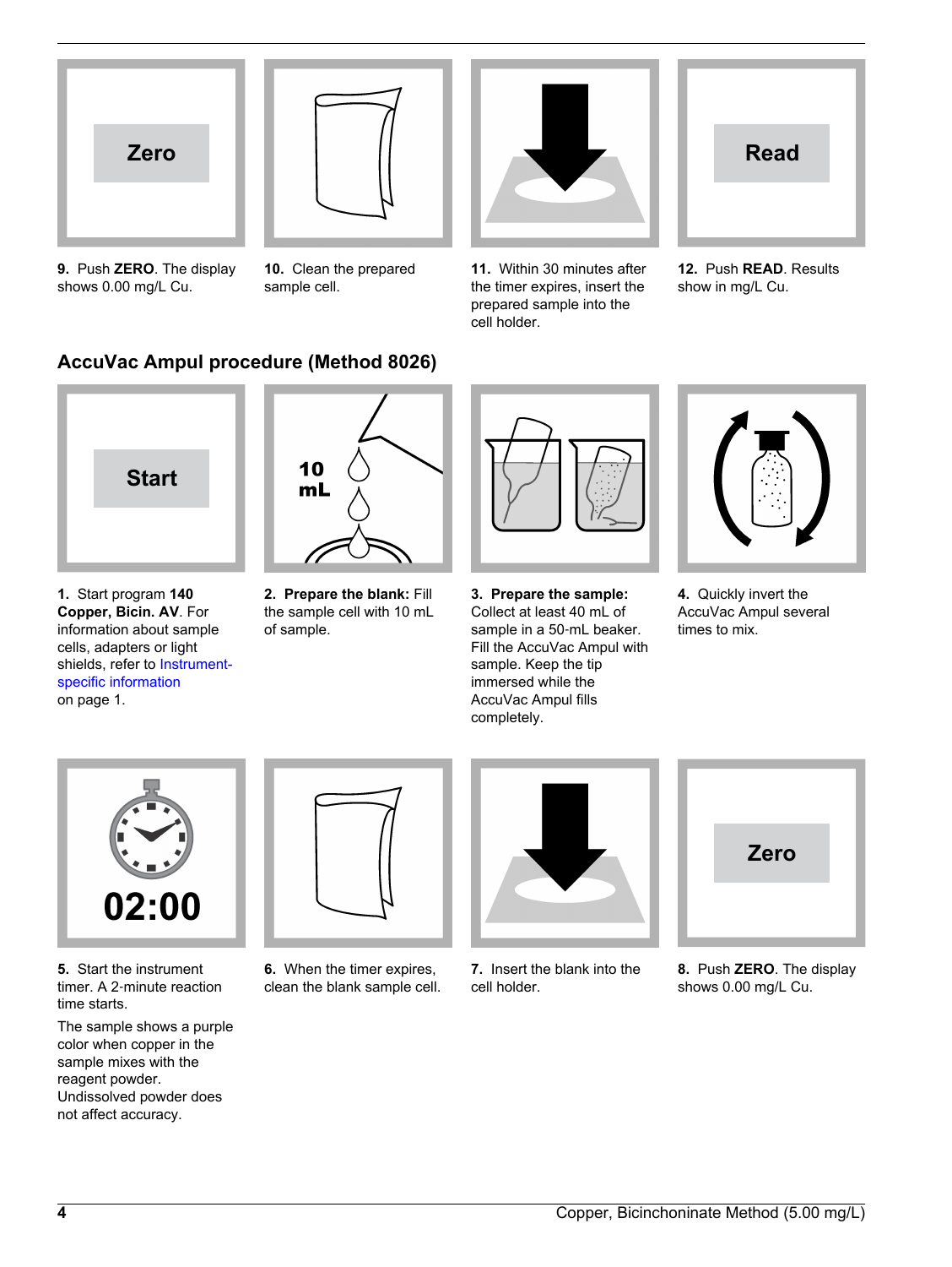**9.** Push **ZERO**. The display shows 0.00 mg/L Cu.

**10.** Clean the prepared sample cell.

**11.** Within 30 minutes after the timer expires, insert the prepared sample into the cell holder.

**12.** Push **READ**. Results show in mg/L Cu.

## AccuVac Ampul procedure (Method 8026)

**1.** Start program **140 Copper, Bicin. AV**. For information about sample cells, adapters or light shields, refer to Instrument-specific information on page 1.

**2. Prepare the blank:** Fill the sample cell with 10 mL of sample.

**3. Prepare the sample:** Collect at least 40 mL of sample in a 50-mL beaker. Fill the AccuVac Ampul with sample. Keep the tip immersed while the AccuVac Ampul fills completely.

**4.** Quickly invert the AccuVac Ampul several times to mix.

**5.** Start the instrument timer. A 2-minute reaction time starts.

The sample shows a purple color when copper in the sample mixes with the reagent powder. Undissolved powder does not affect accuracy.

**6.** When the timer expires, clean the blank sample cell.

**7.** Insert the blank into the cell holder.

**8.** Push **ZERO**. The display shows 0.00 mg/L Cu.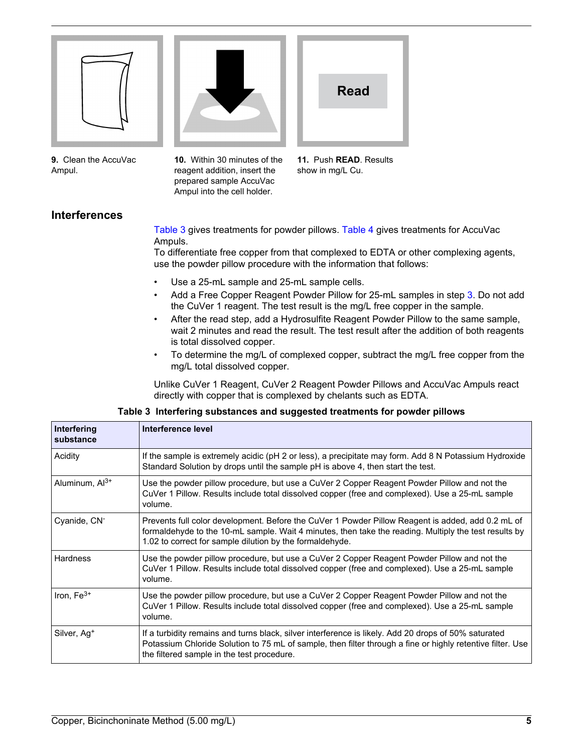9. Clean the AccuVac Ampul.

10. Within 30 minutes of the reagent addition, insert the prepared sample AccuVac Ampul into the cell holder.

11. Push **READ**. Results show in mg/L Cu.

## Interferences

Table 3 gives treatments for powder pillows. Table 4 gives treatments for AccuVac Ampuls.
To differentiate free copper from that complexed to EDTA or other complexing agents, use the powder pillow procedure with the information that follows:

- Use a 25-mL sample and 25-mL sample cells.
- Add a Free Copper Reagent Powder Pillow for 25-mL samples in step 3. Do not add the CuVer 1 reagent. The test result is the mg/L free copper in the sample.
- After the read step, add a Hydrosulfite Reagent Powder Pillow to the same sample, wait 2 minutes and read the result. The test result after the addition of both reagents is total dissolved copper.
- To determine the mg/L of complexed copper, subtract the mg/L free copper from the mg/L total dissolved copper.

Unlike CuVer 1 Reagent, CuVer 2 Reagent Powder Pillows and AccuVac Ampuls react directly with copper that is complexed by chelants such as EDTA.

**Table 3 Interfering substances and suggested treatments for powder pillows**

| Interfering substance | Interference level |
| --- | --- |
| Acidity | If the sample is extremely acidic (pH 2 or less), a precipitate may form. Add 8 N Potassium Hydroxide Standard Solution by drops until the sample pH is above 4, then start the test. |
| Aluminum, $Al^{3+}$ | Use the powder pillow procedure, but use a CuVer 2 Copper Reagent Powder Pillow and not the CuVer 1 Pillow. Results include total dissolved copper (free and complexed). Use a 25-mL sample volume. |
| Cyanide, $CN^{-}$ | Prevents full color development. Before the CuVer 1 Powder Pillow Reagent is added, add 0.2 mL of formaldehyde to the 10-mL sample. Wait 4 minutes, then take the reading. Multiply the test results by 1.02 to correct for sample dilution by the formaldehyde. |
| Hardness | Use the powder pillow procedure, but use a CuVer 2 Copper Reagent Powder Pillow and not the CuVer 1 Pillow. Results include total dissolved copper (free and complexed). Use a 25-mL sample volume. |
| Iron, $Fe^{3+}$ | Use the powder pillow procedure, but use a CuVer 2 Copper Reagent Powder Pillow and not the CuVer 1 Pillow. Results include total dissolved copper (free and complexed). Use a 25-mL sample volume. |
| Silver, $Ag^{+}$ | If a turbidity remains and turns black, silver interference is likely. Add 20 drops of 50% saturated Potassium Chloride Solution to 75 mL of sample, then filter through a fine or highly retentive filter. Use the filtered sample in the test procedure. |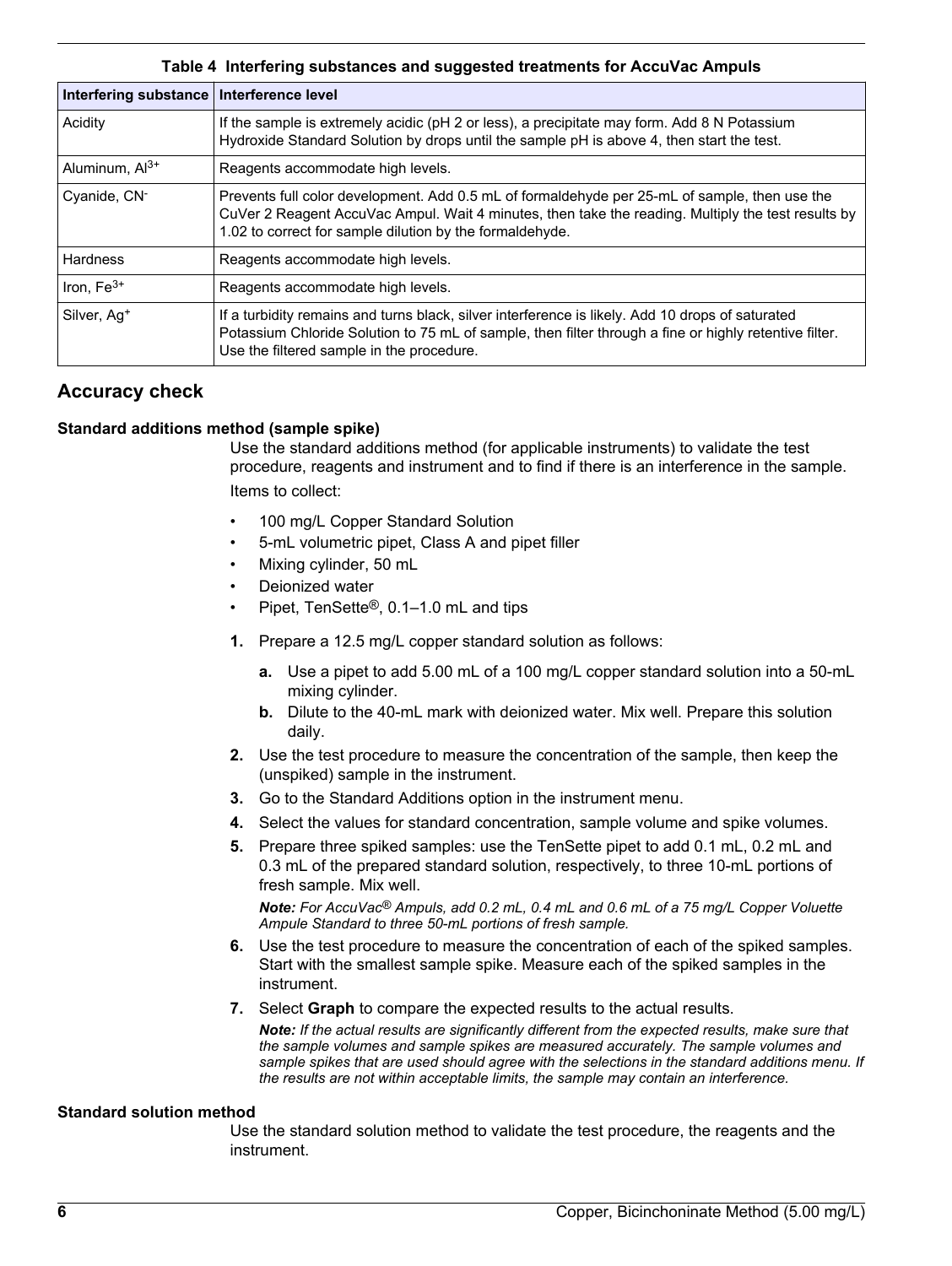**Table 4 Interfering substances and suggested treatments for AccuVac Ampuls**

| Interfering substance | Interference level |
| --- | --- |
| Acidity | If the sample is extremely acidic (pH 2 or less), a precipitate may form. Add 8 N Potassium Hydroxide Standard Solution by drops until the sample pH is above 4, then start the test. |
| Aluminum, $Al^{3+}$ | Reagents accommodate high levels. |
| Cyanide, $CN^{-}$ | Prevents full color development. Add 0.5 mL of formaldehyde per 25-mL of sample, then use the CuVer 2 Reagent AccuVac Ampul. Wait 4 minutes, then take the reading. Multiply the test results by 1.02 to correct for sample dilution by the formaldehyde. |
| Hardness | Reagents accommodate high levels. |
| Iron, $Fe^{3+}$ | Reagents accommodate high levels. |
| Silver, $Ag^{+}$ | If a turbidity remains and turns black, silver interference is likely. Add 10 drops of saturated Potassium Chloride Solution to 75 mL of sample, then filter through a fine or highly retentive filter. Use the filtered sample in the procedure. |

## Accuracy check

### Standard additions method (sample spike)

Use the standard additions method (for applicable instruments) to validate the test procedure, reagents and instrument and to find if there is an interference in the sample.

Items to collect:

- 100 mg/L Copper Standard Solution
- 5-mL volumetric pipet, Class A and pipet filler
- Mixing cylinder, 50 mL
- Deionized water
- Pipet, TenSette®, 0.1–1.0 mL and tips

1. Prepare a 12.5 mg/L copper standard solution as follows:
   a. Use a pipet to add 5.00 mL of a 100 mg/L copper standard solution into a 50-mL mixing cylinder.
   b. Dilute to the 40-mL mark with deionized water. Mix well. Prepare this solution daily.
2. Use the test procedure to measure the concentration of the sample, then keep the (unspiked) sample in the instrument.
3. Go to the Standard Additions option in the instrument menu.
4. Select the values for standard concentration, sample volume and spike volumes.
5. Prepare three spiked samples: use the TenSette pipet to add 0.1 mL, 0.2 mL and 0.3 mL of the prepared standard solution, respectively, to three 10-mL portions of fresh sample. Mix well.

   ***Note:*** *For AccuVac® Ampuls, add 0.2 mL, 0.4 mL and 0.6 mL of a 75 mg/L Copper Voluette Ampule Standard to three 50-mL portions of fresh sample.*
6. Use the test procedure to measure the concentration of each of the spiked samples. Start with the smallest sample spike. Measure each of the spiked samples in the instrument.
7. Select **Graph** to compare the expected results to the actual results.

   ***Note:*** *If the actual results are significantly different from the expected results, make sure that the sample volumes and sample spikes are measured accurately. The sample volumes and sample spikes that are used should agree with the selections in the standard additions menu. If the results are not within acceptable limits, the sample may contain an interference.*

### Standard solution method

Use the standard solution method to validate the test procedure, the reagents and the instrument.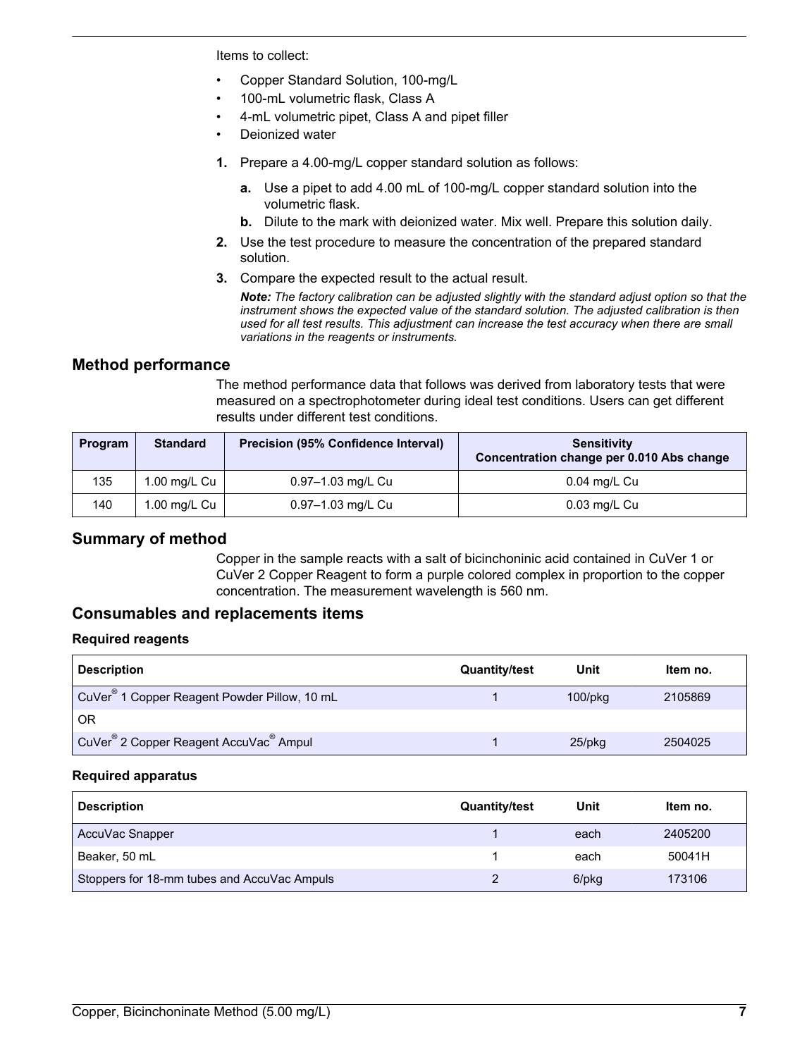Items to collect:

- Copper Standard Solution, 100-mg/L
- 100-mL volumetric flask, Class A
- 4-mL volumetric pipet, Class A and pipet filler
- Deionized water

1. Prepare a 4.00-mg/L copper standard solution as follows:
   a. Use a pipet to add 4.00 mL of 100-mg/L copper standard solution into the volumetric flask.
   b. Dilute to the mark with deionized water. Mix well. Prepare this solution daily.
2. Use the test procedure to measure the concentration of the prepared standard solution.
3. Compare the expected result to the actual result.

   ***Note:*** *The factory calibration can be adjusted slightly with the standard adjust option so that the instrument shows the expected value of the standard solution. The adjusted calibration is then used for all test results. This adjustment can increase the test accuracy when there are small variations in the reagents or instruments.*

## Method performance

The method performance data that follows was derived from laboratory tests that were measured on a spectrophotometer during ideal test conditions. Users can get different results under different test conditions.

| Program | Standard | Precision (95% Confidence Interval) | Sensitivity Concentration change per 0.010 Abs change |
| --- | --- | --- | --- |
| 135 | 1.00 mg/L Cu | 0.97–1.03 mg/L Cu | 0.04 mg/L Cu |
| 140 | 1.00 mg/L Cu | 0.97–1.03 mg/L Cu | 0.03 mg/L Cu |

## Summary of method

Copper in the sample reacts with a salt of bicinchoninic acid contained in CuVer 1 or CuVer 2 Copper Reagent to form a purple colored complex in proportion to the copper concentration. The measurement wavelength is 560 nm.

## Consumables and replacements items

### Required reagents

| Description | Quantity/test | Unit | Item no. |
| --- | --- | --- | --- |
| CuVer® 1 Copper Reagent Powder Pillow, 10 mL | 1 | 100/pkg | 2105869 |
| OR | | | |
| CuVer® 2 Copper Reagent AccuVac® Ampul | 1 | 25/pkg | 2504025 |

### Required apparatus

| Description | Quantity/test | Unit | Item no. |
| --- | --- | --- | --- |
| AccuVac Snapper | 1 | each | 2405200 |
| Beaker, 50 mL | 1 | each | 50041H |
| Stoppers for 18-mm tubes and AccuVac Ampuls | 2 | 6/pkg | 173106 |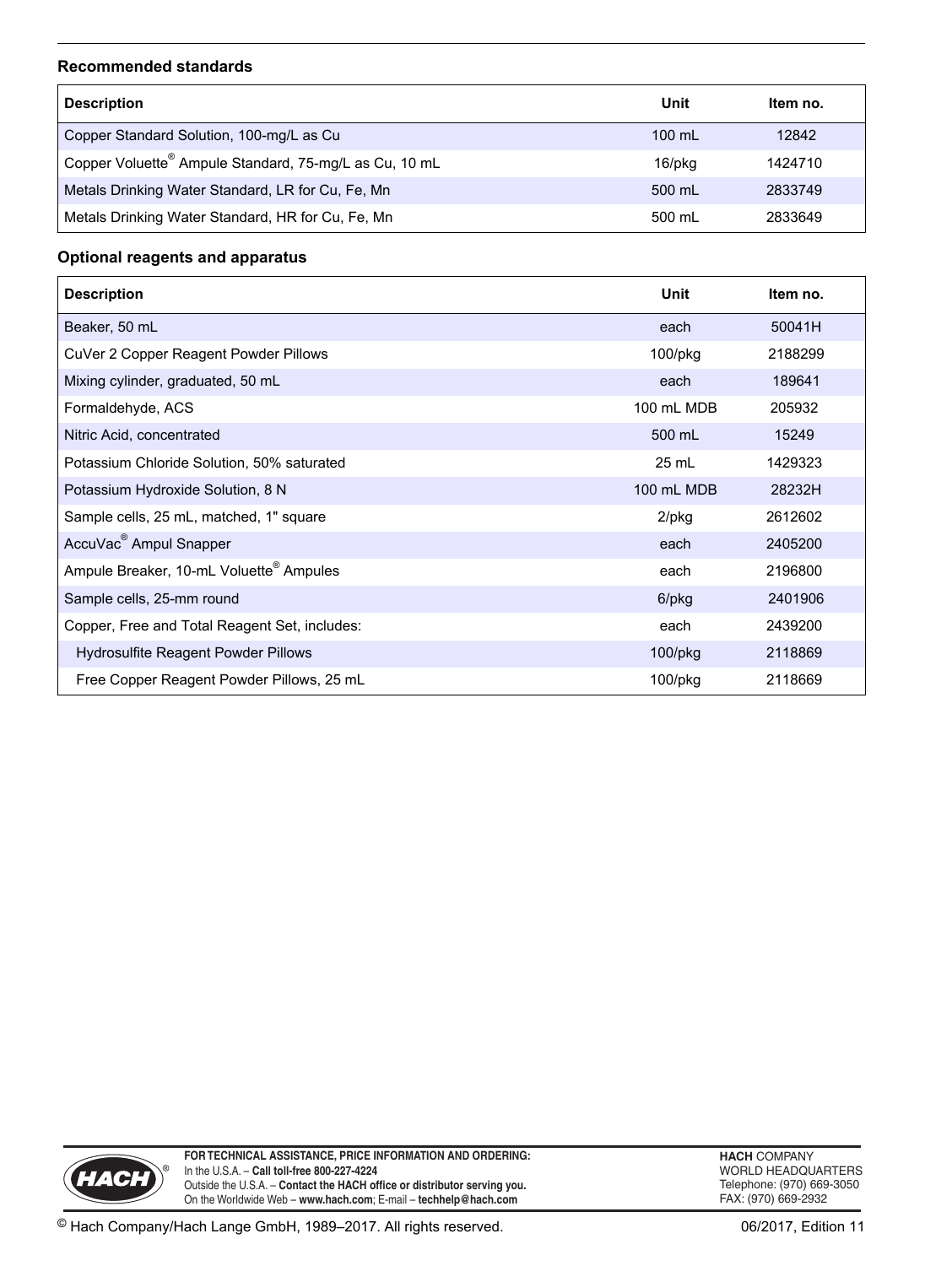### Recommended standards

| Description | Unit | Item no. |
|---|---|---|
| Copper Standard Solution, 100-mg/L as Cu | 100 mL | 12842 |
| Copper Voluette® Ampule Standard, 75-mg/L as Cu, 10 mL | 16/pkg | 1424710 |
| Metals Drinking Water Standard, LR for Cu, Fe, Mn | 500 mL | 2833749 |
| Metals Drinking Water Standard, HR for Cu, Fe, Mn | 500 mL | 2833649 |

### Optional reagents and apparatus

| Description | Unit | Item no. |
|---|---|---|
| Beaker, 50 mL | each | 50041H |
| CuVer 2 Copper Reagent Powder Pillows | 100/pkg | 2188299 |
| Mixing cylinder, graduated, 50 mL | each | 189641 |
| Formaldehyde, ACS | 100 mL MDB | 205932 |
| Nitric Acid, concentrated | 500 mL | 15249 |
| Potassium Chloride Solution, 50% saturated | 25 mL | 1429323 |
| Potassium Hydroxide Solution, 8 N | 100 mL MDB | 28232H |
| Sample cells, 25 mL, matched, 1" square | 2/pkg | 2612602 |
| AccuVac® Ampul Snapper | each | 2405200 |
| Ampule Breaker, 10-mL Voluette® Ampules | each | 2196800 |
| Sample cells, 25-mm round | 6/pkg | 2401906 |
| Copper, Free and Total Reagent Set, includes: | each | 2439200 |
| Hydrosulfite Reagent Powder Pillows | 100/pkg | 2118869 |
| Free Copper Reagent Powder Pillows, 25 mL | 100/pkg | 2118669 |

**FOR TECHNICAL ASSISTANCE, PRICE INFORMATION AND ORDERING:**
In the U.S.A. – **Call toll-free 800-227-4224**
Outside the U.S.A. – **Contact the HACH office or distributor serving you.**
On the Worldwide Web – **www.hach.com**; E-mail – **techhelp@hach.com**

**HACH** COMPANY
WORLD HEADQUARTERS
Telephone: (970) 669-3050
FAX: (970) 669-2932

© Hach Company/Hach Lange GmbH, 1989–2017. All rights reserved.

06/2017, Edition 11